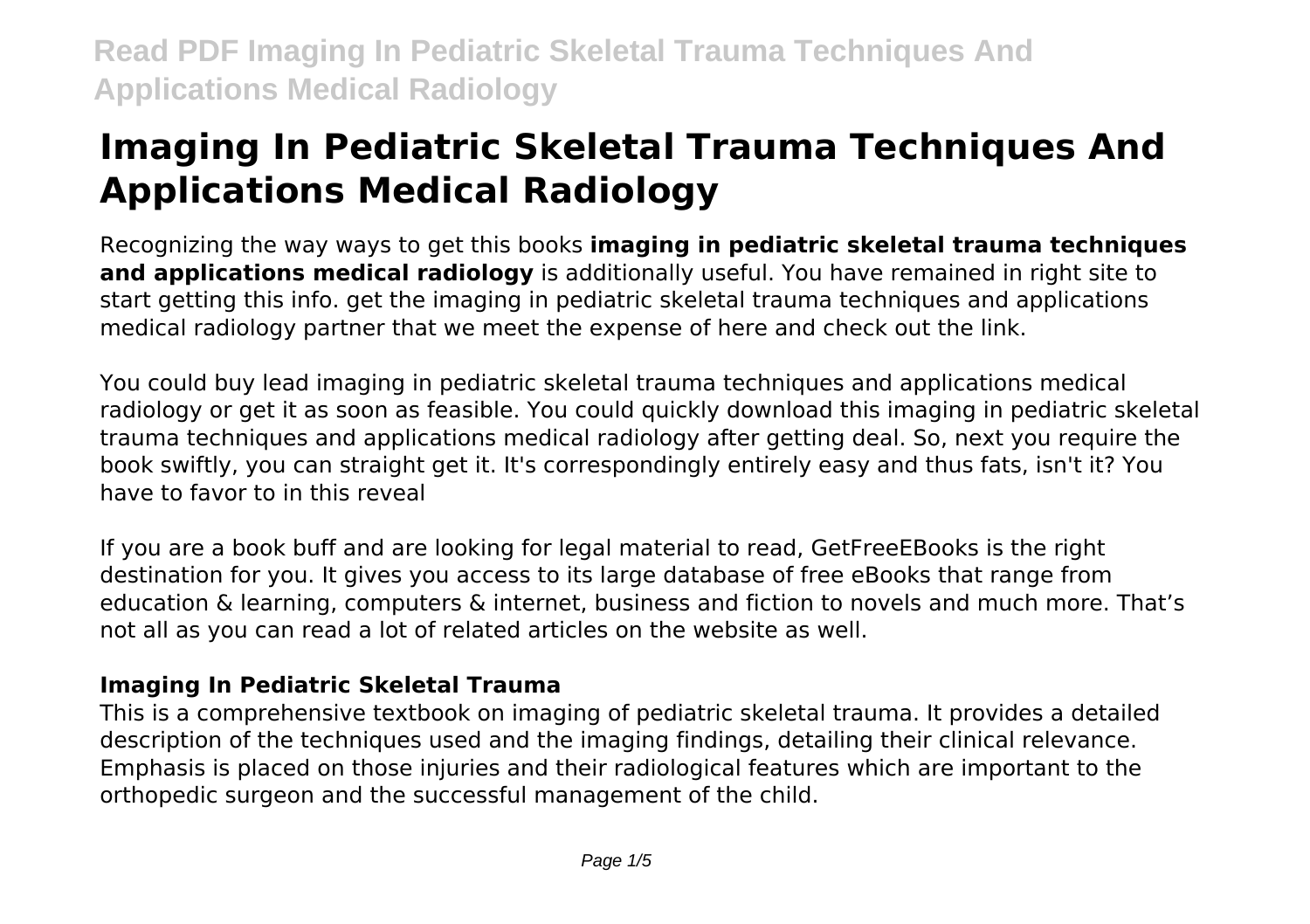# Imaging In Pediatric Skeletal Trauma Techniques And Applications Medical Radiology

Recognizing the way ways to get this books **imaging in pediatric skeletal trauma techniques and applications medical radiology** is additionally useful. You have remained in right site to start getting this info. get the imaging in pediatric skeletal trauma techniques and applications medical radiology partner that we meet the expense of here and check out the link.

You could buy lead imaging in pediatric skeletal trauma techniques and applications medical radiology or get it as soon as feasible. You could quickly download this imaging in pediatric skeletal trauma techniques and applications medical radiology after getting deal. So, next you require the book swiftly, you can straight get it. It's correspondingly entirely easy and thus fats, isn't it? You have to favor to in this reveal

If you are a book buff and are looking for legal material to read, GetFreeEBooks is the right destination for you. It gives you access to its large database of free eBooks that range from education & learning, computers & internet, business and fiction to novels and much more. That's not all as you can read a lot of related articles on the website as well.

### Imaging In Pediatric Skeletal Trauma

This is a comprehensive textbook on imaging of pediatric skeletal trauma. It provides a detailed description of the techniques used and the imaging findings, detailing their clinical relevance. Emphasis is placed on those injuries and their radiological features which are important to the orthopedic surgeon and the successful management of the child.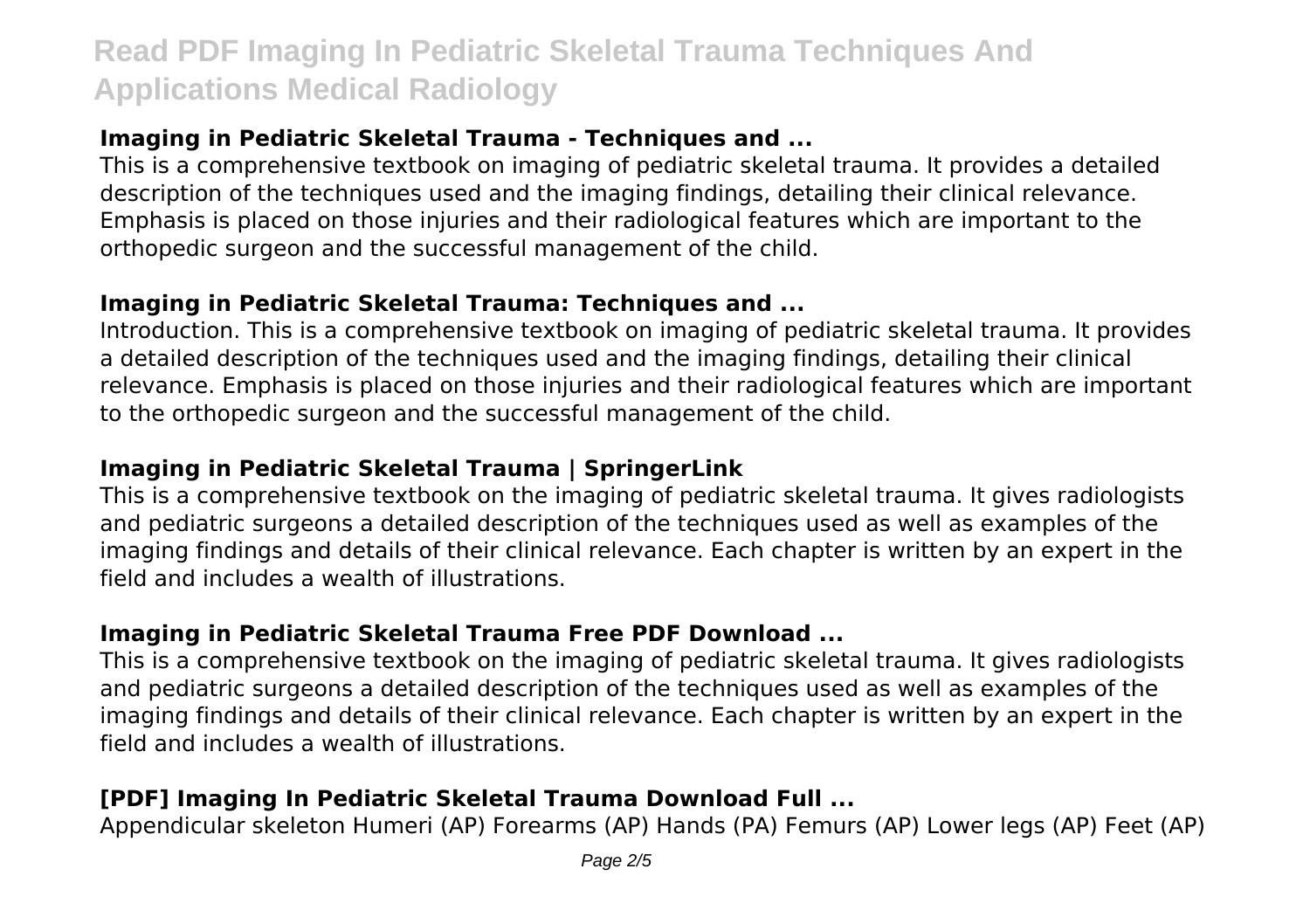### Imaging in Pediatric Skeletal Trauma - Techniques and ...

This is a comprehensive textbook on imaging of pediatric skeletal trauma. It provides a detailed description of the techniques used and the imaging findings, detailing their clinical relevance. Emphasis is placed on those injuries and their radiological features which are important to the orthopedic surgeon and the successful management of the child.

### Imaging in Pediatric Skeletal Trauma: Techniques and ...

Introduction. This is a comprehensive textbook on imaging of pediatric skeletal trauma. It provides a detailed description of the techniques used and the imaging findings, detailing their clinical relevance. Emphasis is placed on those injuries and their radiological features which are important to the orthopedic surgeon and the successful management of the child.

### Imaging in Pediatric Skeletal Trauma | SpringerLink

This is a comprehensive textbook on the imaging of pediatric skeletal trauma. It gives radiologists and pediatric surgeons a detailed description of the techniques used as well as examples of the imaging findings and details of their clinical relevance. Each chapter is written by an expert in the field and includes a wealth of illustrations.

### Imaging in Pediatric Skeletal Trauma Free PDF Download ...

This is a comprehensive textbook on the imaging of pediatric skeletal trauma. It gives radiologists and pediatric surgeons a detailed description of the techniques used as well as examples of the imaging findings and details of their clinical relevance. Each chapter is written by an expert in the field and includes a wealth of illustrations.

### [PDF] Imaging In Pediatric Skeletal Trauma Download Full ...

Appendicular skeleton Humeri (AP) Forearms (AP) Hands (PA) Femurs (AP) Lower legs (AP) Feet (AP)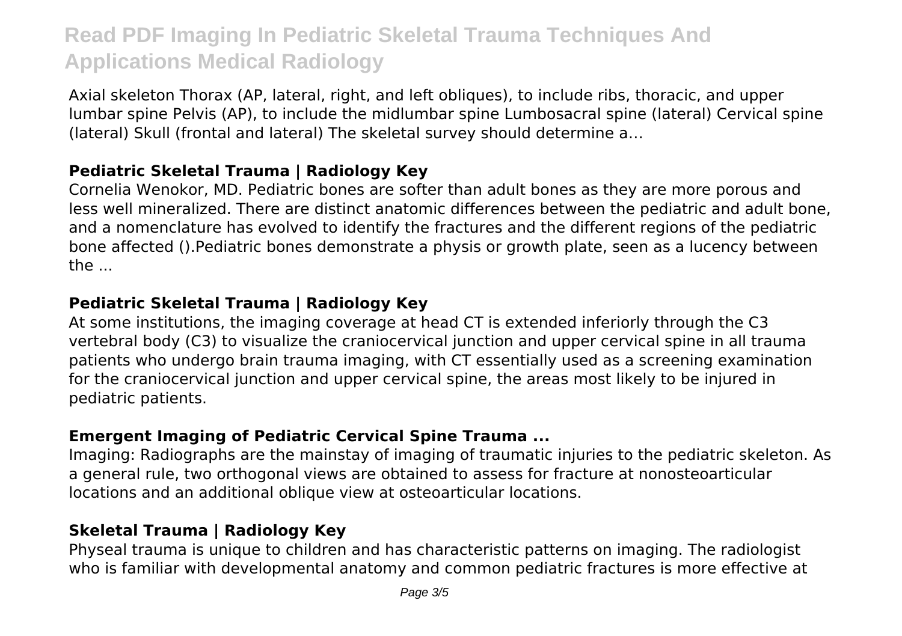Axial skeleton Thorax (AP, lateral, right, and left obliques), to include ribs, thoracic, and upper lumbar spine Pelvis (AP), to include the midlumbar spine Lumbosacral spine (lateral) Cervical spine (lateral) Skull (frontal and lateral) The skeletal survey should determine a…

### **Pediatric Skeletal Trauma | Radiology Key**

Cornelia Wenokor, MD. Pediatric bones are softer than adult bones as they are more porous and less well mineralized. There are distinct anatomic differences between the pediatric and adult bone, and a nomenclature has evolved to identify the fractures and the different regions of the pediatric bone affected ().Pediatric bones demonstrate a physis or growth plate, seen as a lucency between the ...

### **Pediatric Skeletal Trauma | Radiology Key**

At some institutions, the imaging coverage at head CT is extended inferiorly through the C3 vertebral body (C3) to visualize the craniocervical junction and upper cervical spine in all trauma patients who undergo brain trauma imaging, with CT essentially used as a screening examination for the craniocervical junction and upper cervical spine, the areas most likely to be injured in pediatric patients.

### **Emergent Imaging of Pediatric Cervical Spine Trauma ...**

Imaging: Radiographs are the mainstay of imaging of traumatic injuries to the pediatric skeleton. As a general rule, two orthogonal views are obtained to assess for fracture at nonosteoarticular locations and an additional oblique view at osteoarticular locations.

### **Skeletal Trauma | Radiology Key**

Physeal trauma is unique to children and has characteristic patterns on imaging. The radiologist who is familiar with developmental anatomy and common pediatric fractures is more effective at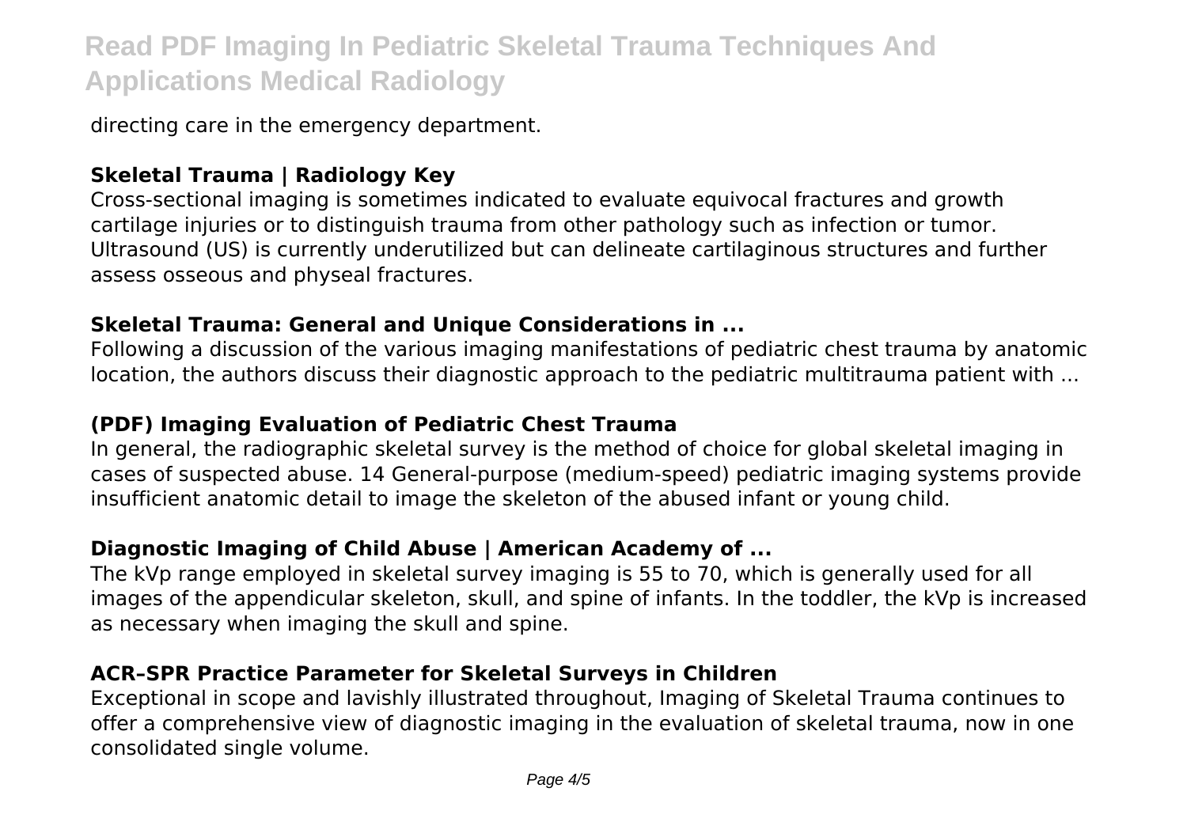directing care in the emergency department.

### Skeletal Trauma | Radiology Key

Cross-sectional imaging is sometimes indicated to evaluate equivocal fractures and growth cartilage injuries or to distinguish trauma from other pathology such as infection or tumor. Ultrasound (US) is currently underutilized but can delineate cartilaginous structures and further assess osseous and physeal fractures.

### Skeletal Trauma: General and Unique Considerations in ...

Following a discussion of the various imaging manifestations of pediatric chest trauma by anatomic location, the authors discuss their diagnostic approach to the pediatric multitrauma patient with ...

### (PDF) Imaging Evaluation of Pediatric Chest Trauma

In general, the radiographic skeletal survey is the method of choice for global skeletal imaging in cases of suspected abuse. 14 General-purpose (medium-speed) pediatric imaging systems provide insufficient anatomic detail to image the skeleton of the abused infant or young child.

### Diagnostic Imaging of Child Abuse | American Academy of ...

The kVp range employed in skeletal survey imaging is 55 to 70, which is generally used for all images of the appendicular skeleton, skull, and spine of infants. In the toddler, the kVp is increased as necessary when imaging the skull and spine.

### ACR–SPR Practice Parameter for Skeletal Surveys in Children

Exceptional in scope and lavishly illustrated throughout, Imaging of Skeletal Trauma continues to offer a comprehensive view of diagnostic imaging in the evaluation of skeletal trauma, now in one consolidated single volume.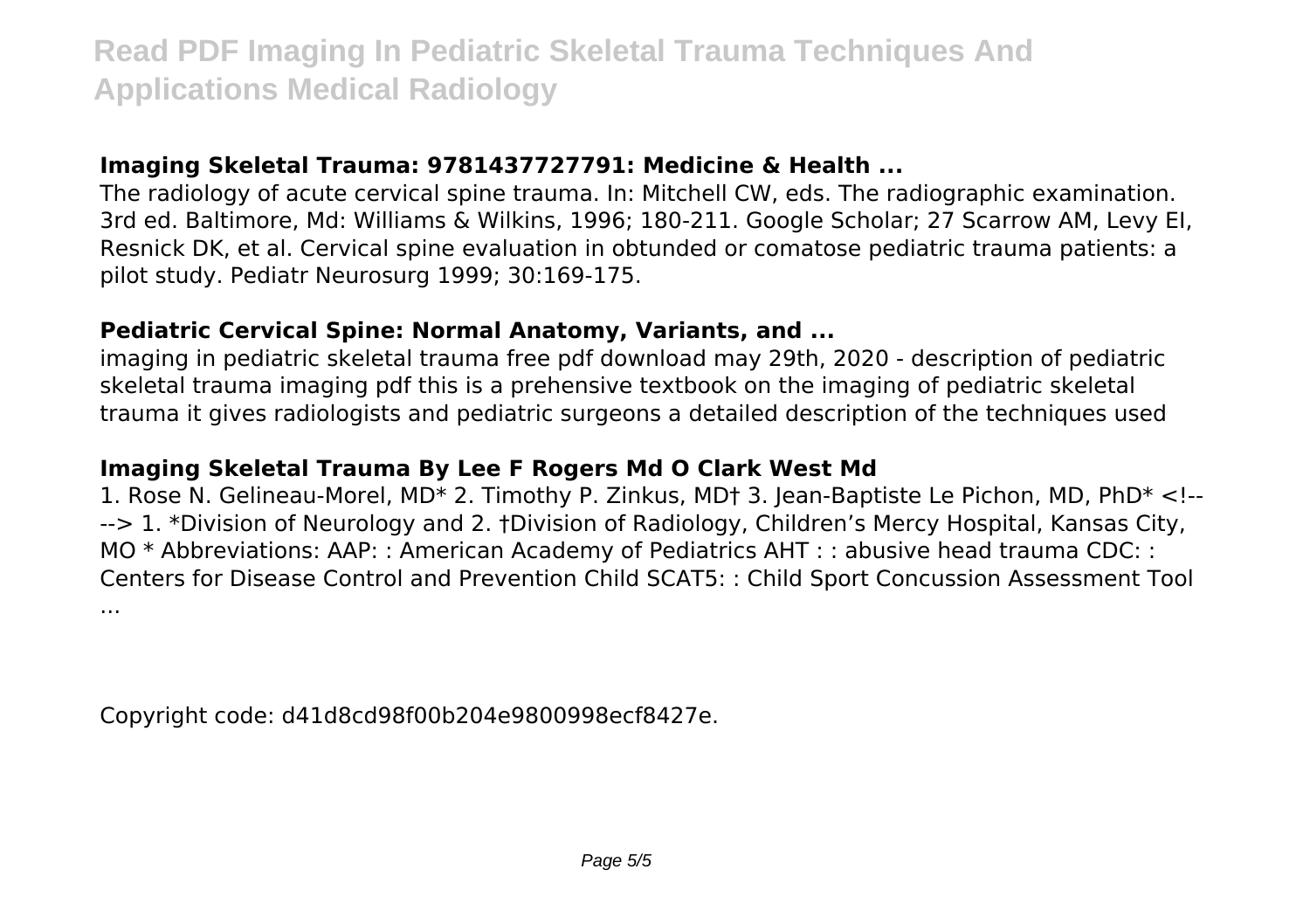### Imaging Skeletal Trauma: 9781437727791: Medicine & Health ...

The radiology of acute cervical spine trauma. In: Mitchell CW, eds. The radiographic examination. 3rd ed. Baltimore, Md: Williams & Wilkins, 1996; 180-211. Google Scholar; 27 Scarrow AM, Levy EI, Resnick DK, et al. Cervical spine evaluation in obtunded or comatose pediatric trauma patients: a pilot study. Pediatr Neurosurg 1999; 30:169-175.

### Pediatric Cervical Spine: Normal Anatomy, Variants, and ...

imaging in pediatric skeletal trauma free pdf download may 29th, 2020 - description of pediatric skeletal trauma imaging pdf this is a prehensive textbook on the imaging of pediatric skeletal trauma it gives radiologists and pediatric surgeons a detailed description of the techniques used

### Imaging Skeletal Trauma By Lee F Rogers Md O Clark West Md

1. Rose N. Gelineau-Morel, MD* 2. Timothy P. Zinkus, MD† 3. Jean-Baptiste Le Pichon, MD, PhD* <!-- --> 1. *Division of Neurology and 2. †Division of Radiology, Children's Mercy Hospital, Kansas City, MO * Abbreviations: AAP: : American Academy of Pediatrics AHT : : abusive head trauma CDC: : Centers for Disease Control and Prevention Child SCAT5: : Child Sport Concussion Assessment Tool ...

Copyright code: d41d8cd98f00b204e9800998ecf8427e.